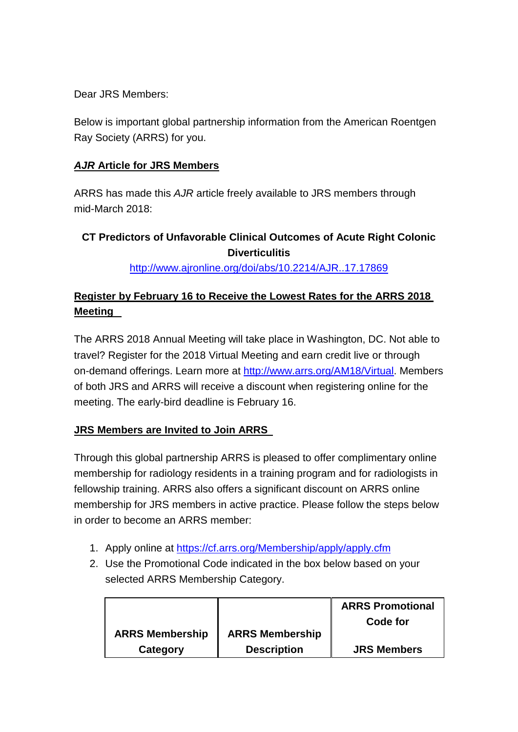Dear JRS Members:

Below is important global partnership information from the American Roentgen Ray Society (ARRS) for you.

**_AJR_ Article for JRS Members**

ARRS has made this *AJR* article freely available to JRS members through mid-March 2018:

**CT Predictors of Unfavorable Clinical Outcomes of Acute Right Colonic Diverticulitis**

[http://www.ajronline.org/doi/abs/10.2214/AJR..17.17869](http://www.ajronline.org/doi/abs/10.2214/AJR..17.17869)

**Register by February 16 to Receive the Lowest Rates for the ARRS 2018 Meeting**

The ARRS 2018 Annual Meeting will take place in Washington, DC. Not able to travel? Register for the 2018 Virtual Meeting and earn credit live or through on-demand offerings. Learn more at [http://www.arrs.org/AM18/Virtual](http://www.arrs.org/AM18/Virtual). Members of both JRS and ARRS will receive a discount when registering online for the meeting. The early-bird deadline is February 16.

**JRS Members are Invited to Join ARRS**

Through this global partnership ARRS is pleased to offer complimentary online membership for radiology residents in a training program and for radiologists in fellowship training. ARRS also offers a significant discount on ARRS online membership for JRS members in active practice. Please follow the steps below in order to become an ARRS member:

1. Apply online at [https://cf.arrs.org/Membership/apply/apply.cfm](https://cf.arrs.org/Membership/apply/apply.cfm)
2. Use the Promotional Code indicated in the box below based on your selected ARRS Membership Category.

| ARRS Membership Category | ARRS Membership Description | ARRS Promotional Code for JRS Members |
|---|---|---|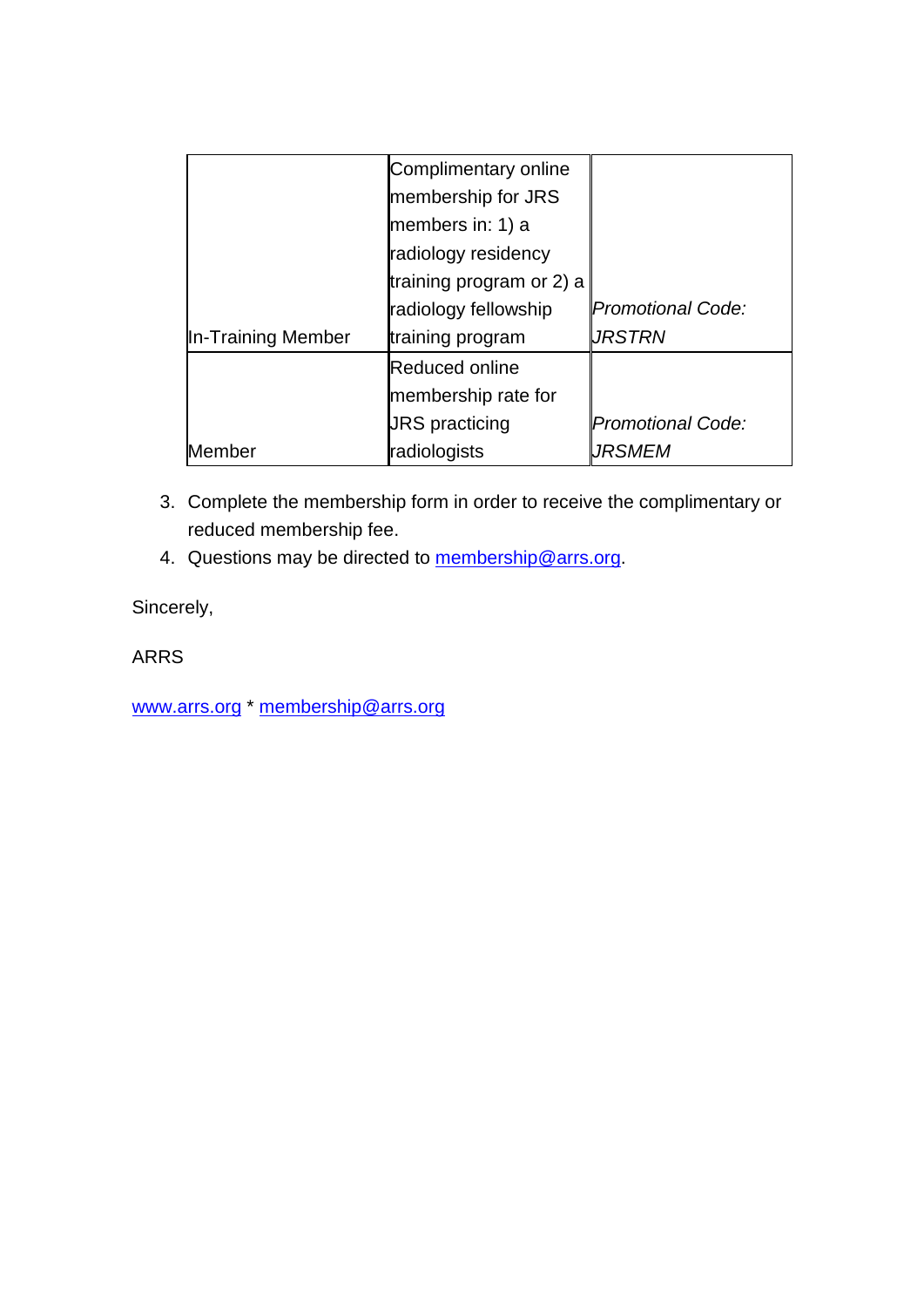| | | |
|---|---|---|
| In-Training Member | Complimentary online membership for JRS members in: 1) a radiology residency training program or 2) a radiology fellowship training program | *Promotional Code: JRSTRN* |
| Member | Reduced online membership rate for JRS practicing radiologists | *Promotional Code: JRSMEM* |

3. Complete the membership form in order to receive the complimentary or reduced membership fee.
4. Questions may be directed to membership@arrs.org.

Sincerely,

ARRS

www.arrs.org * membership@arrs.org